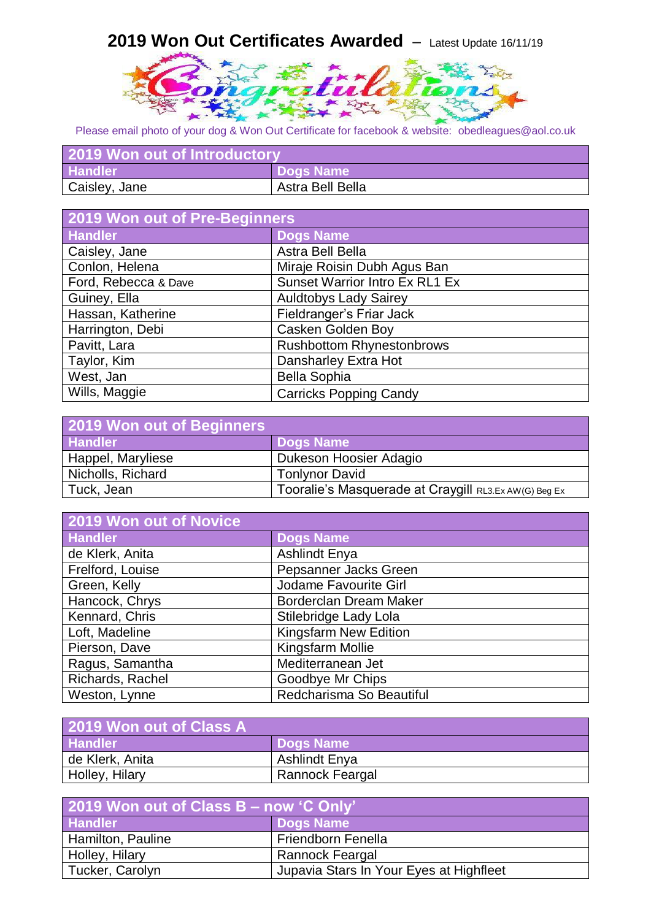# 2019 Won Out Certificates Awarded – Latest Update 16/11/19

Please email photo of your dog & Won Out Certificate for facebook & website: obedleagues@aol.co.uk

| 2019 Won out of Introductory | |
|---|---|
| **Handler** | **Dogs Name** |
| Caisley, Jane | Astra Bell Bella |

| 2019 Won out of Pre-Beginners | |
|---|---|
| **Handler** | **Dogs Name** |
| Caisley, Jane | Astra Bell Bella |
| Conlon, Helena | Miraje Roisin Dubh Agus Ban |
| Ford, Rebecca & Dave | Sunset Warrior Intro Ex RL1 Ex |
| Guiney, Ella | Auldtobys Lady Sairey |
| Hassan, Katherine | Fieldranger's Friar Jack |
| Harrington, Debi | Casken Golden Boy |
| Pavitt, Lara | Rushbottom Rhynestonbrows |
| Taylor, Kim | Dansharley Extra Hot |
| West, Jan | Bella Sophia |
| Wills, Maggie | Carricks Popping Candy |

| 2019 Won out of Beginners | |
|---|---|
| **Handler** | **Dogs Name** |
| Happel, Maryliese | Dukeson Hoosier Adagio |
| Nicholls, Richard | Tonlynor David |
| Tuck, Jean | Tooralie's Masquerade at Craygill RL3.Ex AW(G) Beg Ex |

| 2019 Won out of Novice | |
|---|---|
| **Handler** | **Dogs Name** |
| de Klerk, Anita | Ashlindt Enya |
| Frelford, Louise | Pepsanner Jacks Green |
| Green, Kelly | Jodame Favourite Girl |
| Hancock, Chrys | Borderclan Dream Maker |
| Kennard, Chris | Stilebridge Lady Lola |
| Loft, Madeline | Kingsfarm New Edition |
| Pierson, Dave | Kingsfarm Mollie |
| Ragus, Samantha | Mediterranean Jet |
| Richards, Rachel | Goodbye Mr Chips |
| Weston, Lynne | Redcharisma So Beautiful |

| 2019 Won out of Class A | |
|---|---|
| **Handler** | **Dogs Name** |
| de Klerk, Anita | Ashlindt Enya |
| Holley, Hilary | Rannock Feargal |

| 2019 Won out of Class B – now 'C Only' | |
|---|---|
| **Handler** | **Dogs Name** |
| Hamilton, Pauline | Friendborn Fenella |
| Holley, Hilary | Rannock Feargal |
| Tucker, Carolyn | Jupavia Stars In Your Eyes at Highfleet |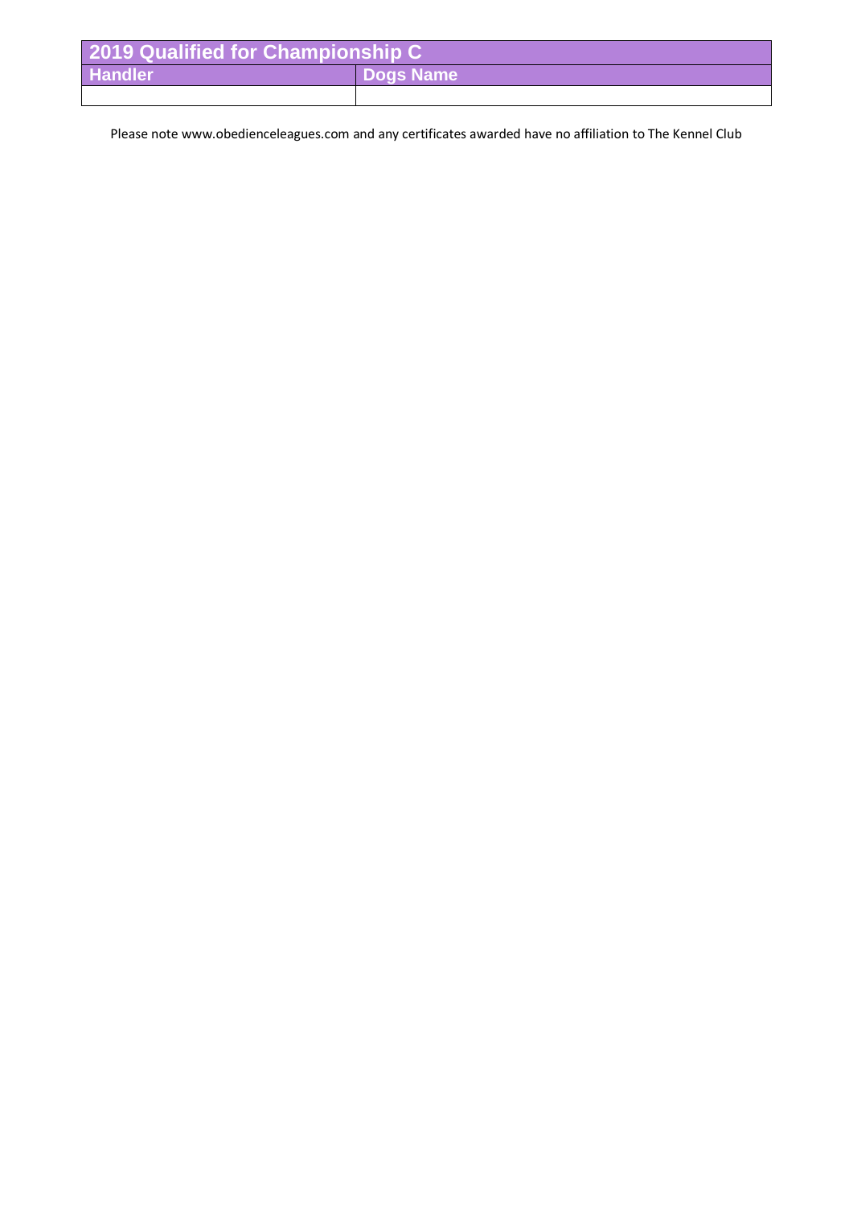| 2019 Qualified for Championship C | |
|---|---|
| **Handler** | **Dogs Name** |
| | |

Please note www.obedienceleagues.com and any certificates awarded have no affiliation to The Kennel Club